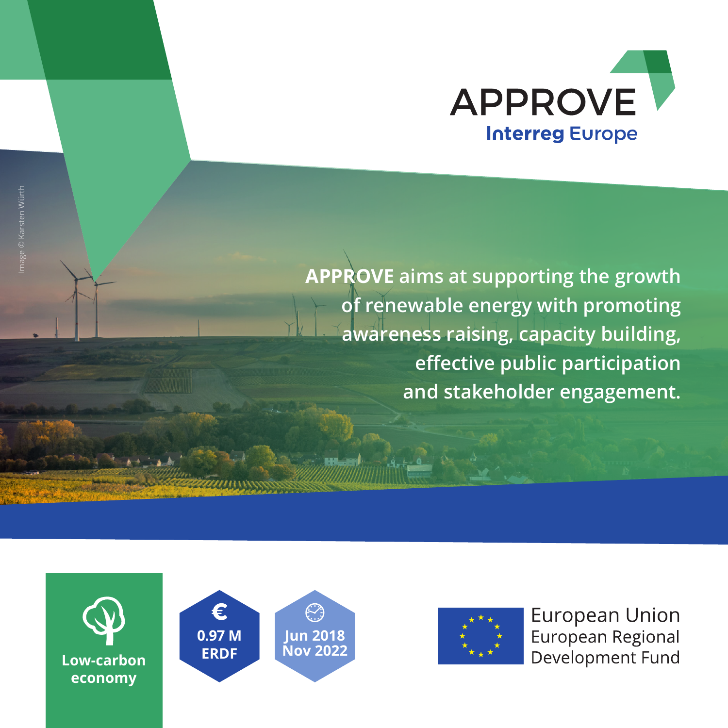# APPROVE

**Interreg Europe**

Image © Karsten Würth

**APPROVE** aims at supporting the growth of renewable energy with promoting awareness raising, capacity building, effective public participation and stakeholder engagement.

Low-carbon economy

€ 0.97 M ERDF

Jun 2018 – Nov 2022

European Union
European Regional Development Fund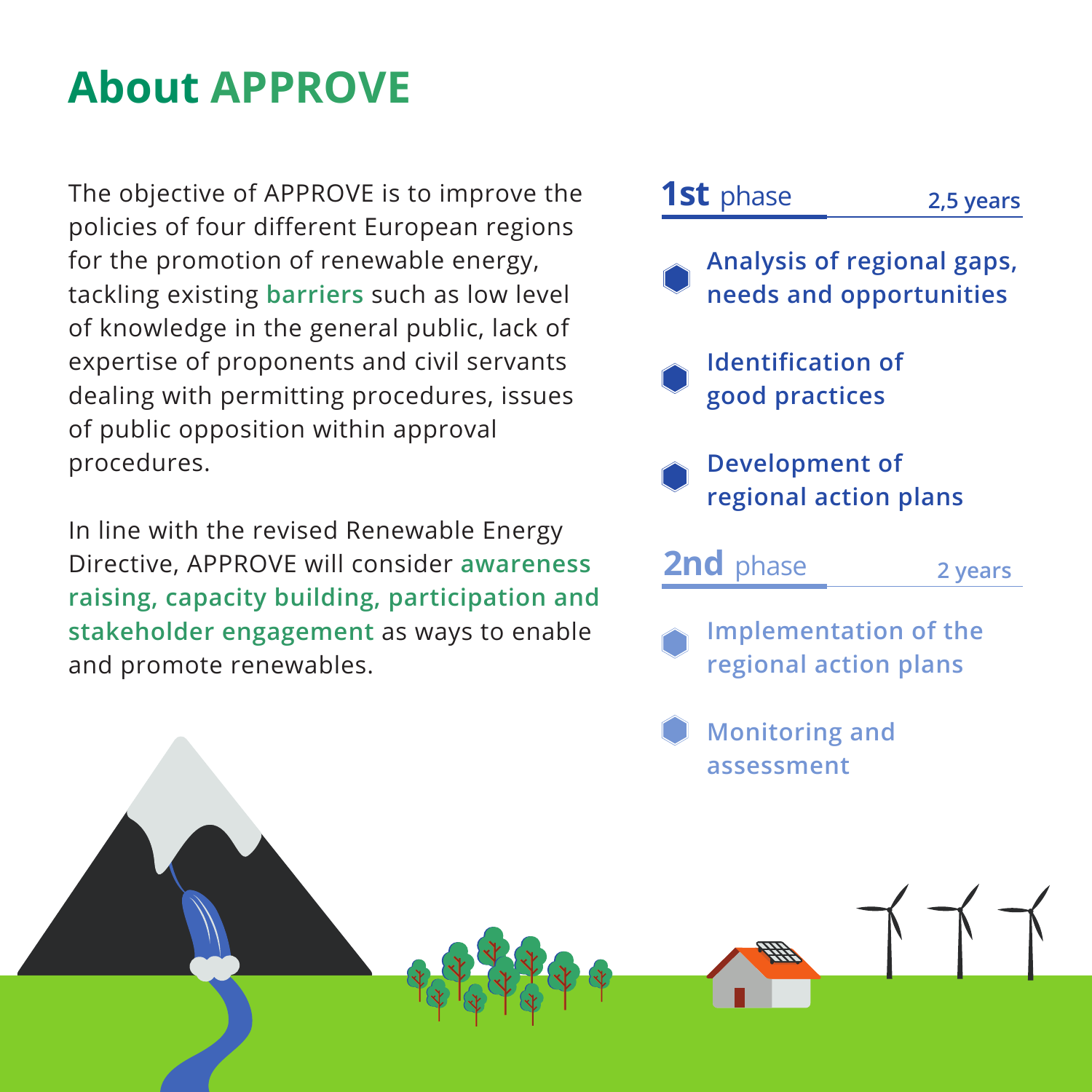# About APPROVE

The objective of APPROVE is to improve the policies of four different European regions for the promotion of renewable energy, tackling existing **barriers** such as low level of knowledge in the general public, lack of expertise of proponents and civil servants dealing with permitting procedures, issues of public opposition within approval procedures.

In line with the revised Renewable Energy Directive, APPROVE will consider **awareness raising, capacity building, participation and stakeholder engagement** as ways to enable and promote renewables.

## 1st phase — 2,5 years

- **Analysis of regional gaps, needs and opportunities**
- **Identification of good practices**
- **Development of regional action plans**

## 2nd phase — 2 years

- **Implementation of the regional action plans**
- **Monitoring and assessment**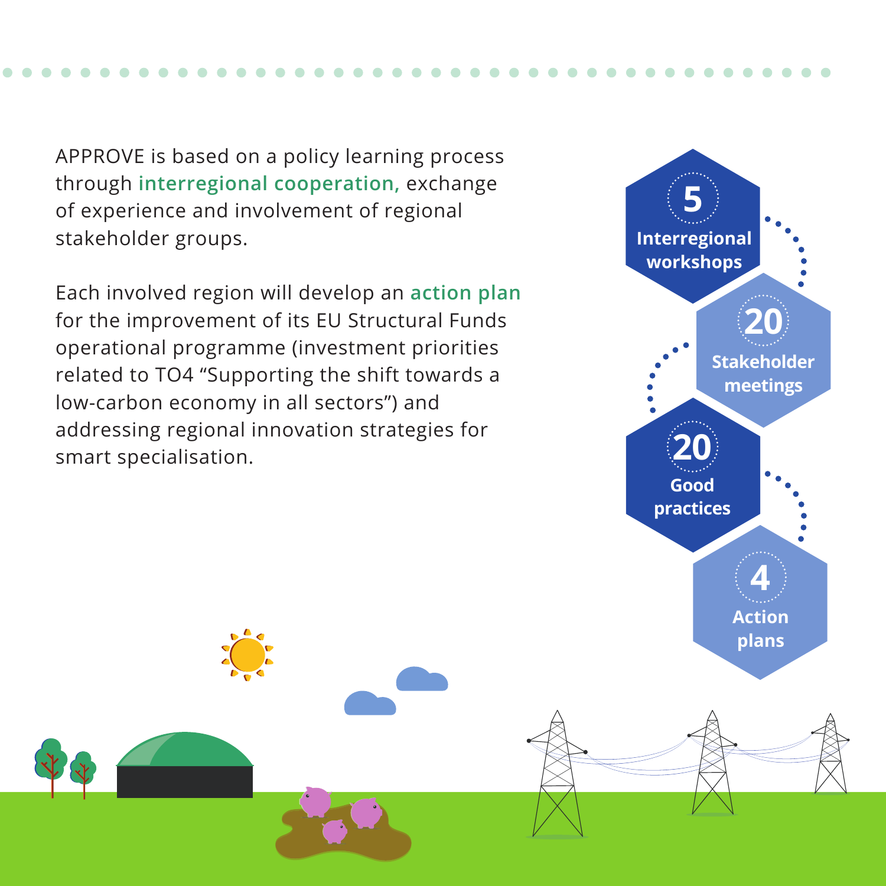APPROVE is based on a policy learning process through **interregional cooperation,** exchange of experience and involvement of regional stakeholder groups.

Each involved region will develop an **action plan** for the improvement of its EU Structural Funds operational programme (investment priorities related to TO4 “Supporting the shift towards a low-carbon economy in all sectors”) and addressing regional innovation strategies for smart specialisation.

**5** Interregional workshops

**20** Stakeholder meetings

**20** Good practices

**4** Action plans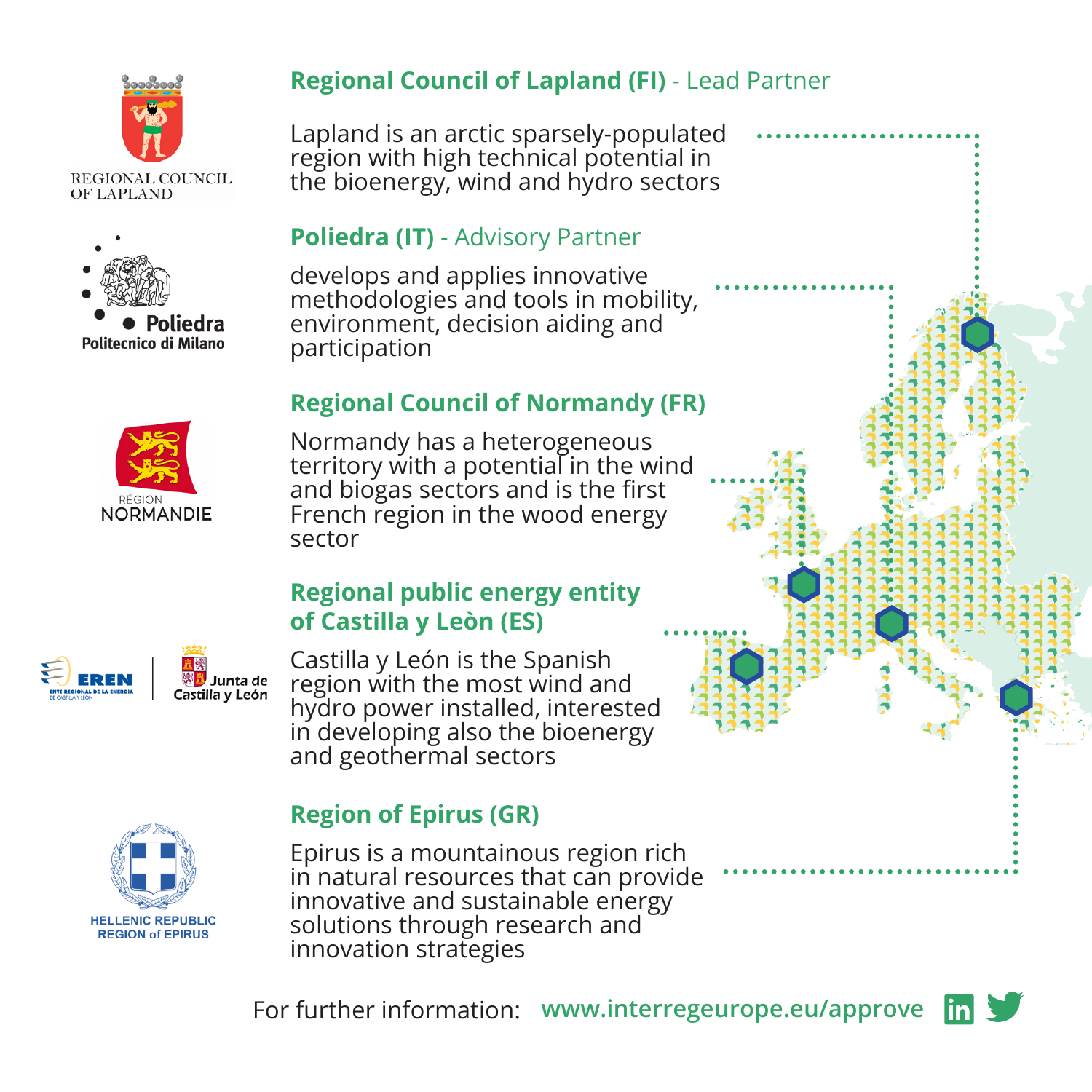## Regional Council of Lapland (FI) - Lead Partner

Lapland is an arctic sparsely-populated region with high technical potential in the bioenergy, wind and hydro sectors

## Poliedra (IT) - Advisory Partner

develops and applies innovative methodologies and tools in mobility, environment, decision aiding and participation

## Regional Council of Normandy (FR)

Normandy has a heterogeneous territory with a potential in the wind and biogas sectors and is the first French region in the wood energy sector

## Regional public energy entity of Castilla y Leòn (ES)

Castilla y León is the Spanish region with the most wind and hydro power installed, interested in developing also the bioenergy and geothermal sectors

## Region of Epirus (GR)

Epirus is a mountainous region rich in natural resources that can provide innovative and sustainable energy solutions through research and innovation strategies

For further information: **www.interregeurope.eu/approve**